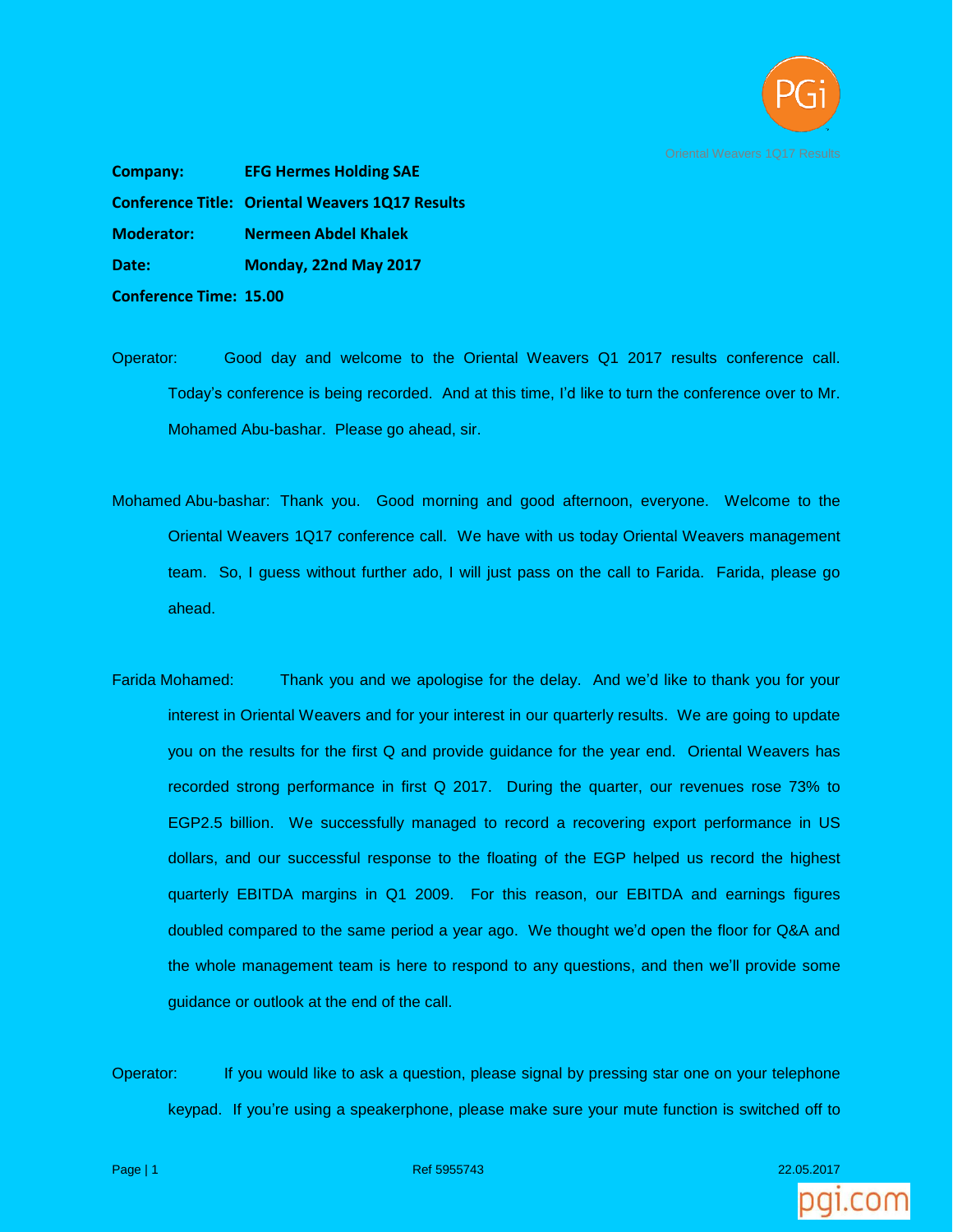**Company:** **EFG Hermes Holding SAE**

**Conference Title:** **Oriental Weavers 1Q17 Results**

**Moderator:** **Nermeen Abdel Khalek**

**Date:** **Monday, 22nd May 2017**

**Conference Time:** **15.00**

Operator: Good day and welcome to the Oriental Weavers Q1 2017 results conference call. Today's conference is being recorded. And at this time, I'd like to turn the conference over to Mr. Mohamed Abu-bashar. Please go ahead, sir.

Mohamed Abu-bashar: Thank you. Good morning and good afternoon, everyone. Welcome to the Oriental Weavers 1Q17 conference call. We have with us today Oriental Weavers management team. So, I guess without further ado, I will just pass on the call to Farida. Farida, please go ahead.

Farida Mohamed: Thank you and we apologise for the delay. And we'd like to thank you for your interest in Oriental Weavers and for your interest in our quarterly results. We are going to update you on the results for the first Q and provide guidance for the year end. Oriental Weavers has recorded strong performance in first Q 2017. During the quarter, our revenues rose 73% to EGP2.5 billion. We successfully managed to record a recovering export performance in US dollars, and our successful response to the floating of the EGP helped us record the highest quarterly EBITDA margins in Q1 2009. For this reason, our EBITDA and earnings figures doubled compared to the same period a year ago. We thought we'd open the floor for Q&A and the whole management team is here to respond to any questions, and then we'll provide some guidance or outlook at the end of the call.

Operator: If you would like to ask a question, please signal by pressing star one on your telephone keypad. If you're using a speakerphone, please make sure your mute function is switched off to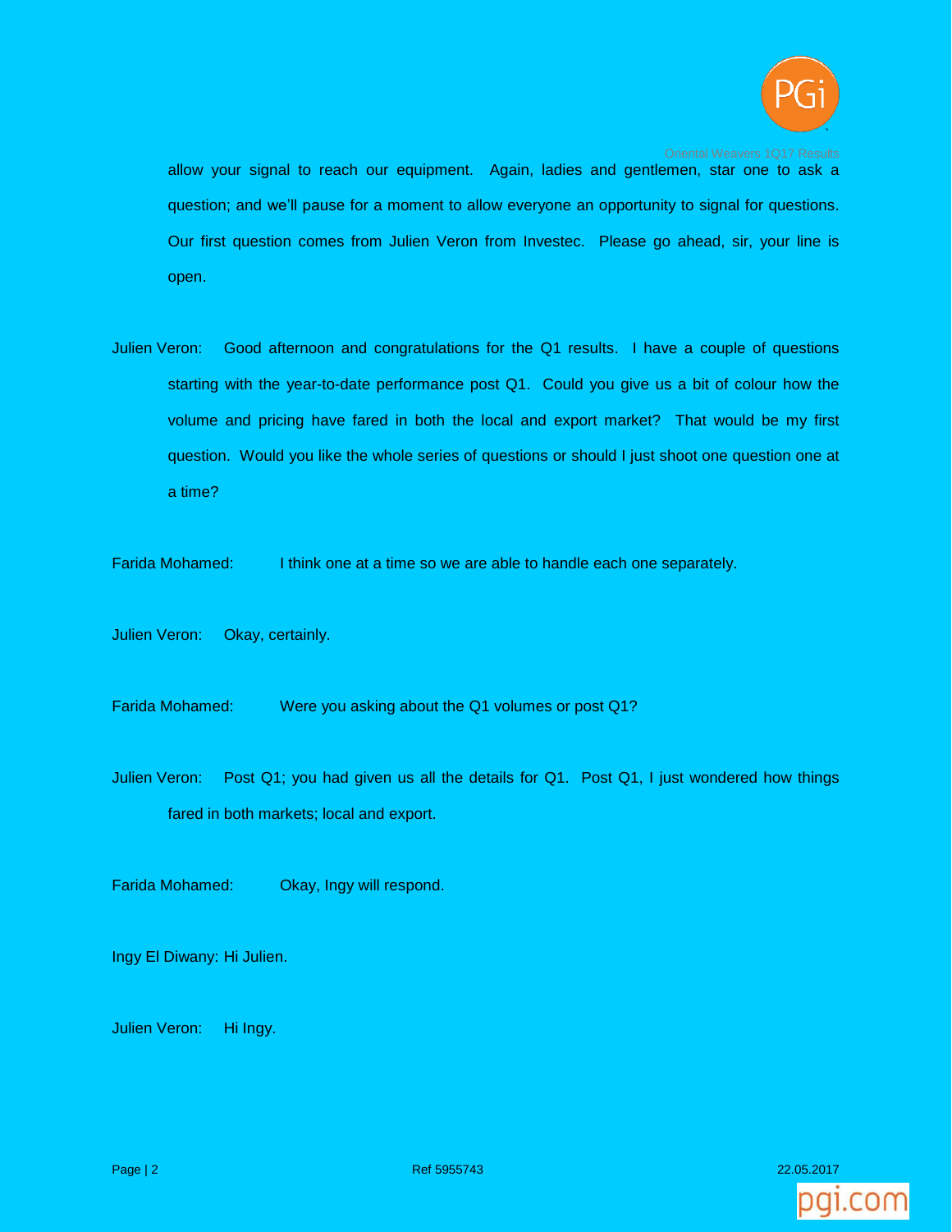allow your signal to reach our equipment. Again, ladies and gentlemen, star one to ask a question; and we'll pause for a moment to allow everyone an opportunity to signal for questions. Our first question comes from Julien Veron from Investec. Please go ahead, sir, your line is open.

Julien Veron: Good afternoon and congratulations for the Q1 results. I have a couple of questions starting with the year-to-date performance post Q1. Could you give us a bit of colour how the volume and pricing have fared in both the local and export market? That would be my first question. Would you like the whole series of questions or should I just shoot one question one at a time?

Farida Mohamed: I think one at a time so we are able to handle each one separately.

Julien Veron: Okay, certainly.

Farida Mohamed: Were you asking about the Q1 volumes or post Q1?

Julien Veron: Post Q1; you had given us all the details for Q1. Post Q1, I just wondered how things fared in both markets; local and export.

Farida Mohamed: Okay, Ingy will respond.

Ingy El Diwany: Hi Julien.

Julien Veron: Hi Ingy.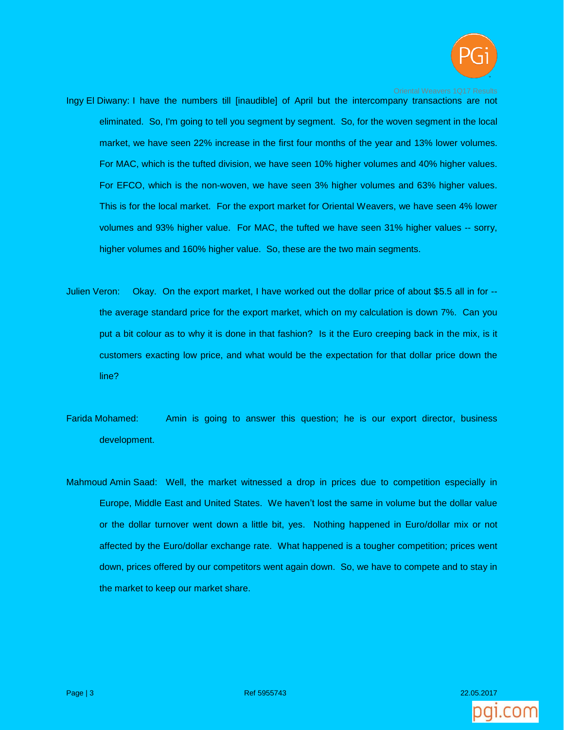Ingy El Diwany: I have the numbers till [inaudible] of April but the intercompany transactions are not eliminated. So, I'm going to tell you segment by segment. So, for the woven segment in the local market, we have seen 22% increase in the first four months of the year and 13% lower volumes. For MAC, which is the tufted division, we have seen 10% higher volumes and 40% higher values. For EFCO, which is the non-woven, we have seen 3% higher volumes and 63% higher values. This is for the local market. For the export market for Oriental Weavers, we have seen 4% lower volumes and 93% higher value. For MAC, the tufted we have seen 31% higher values -- sorry, higher volumes and 160% higher value. So, these are the two main segments.

Julien Veron: Okay. On the export market, I have worked out the dollar price of about $5.5 all in for -- the average standard price for the export market, which on my calculation is down 7%. Can you put a bit colour as to why it is done in that fashion? Is it the Euro creeping back in the mix, is it customers exacting low price, and what would be the expectation for that dollar price down the line?

Farida Mohamed: Amin is going to answer this question; he is our export director, business development.

Mahmoud Amin Saad: Well, the market witnessed a drop in prices due to competition especially in Europe, Middle East and United States. We haven't lost the same in volume but the dollar value or the dollar turnover went down a little bit, yes. Nothing happened in Euro/dollar mix or not affected by the Euro/dollar exchange rate. What happened is a tougher competition; prices went down, prices offered by our competitors went again down. So, we have to compete and to stay in the market to keep our market share.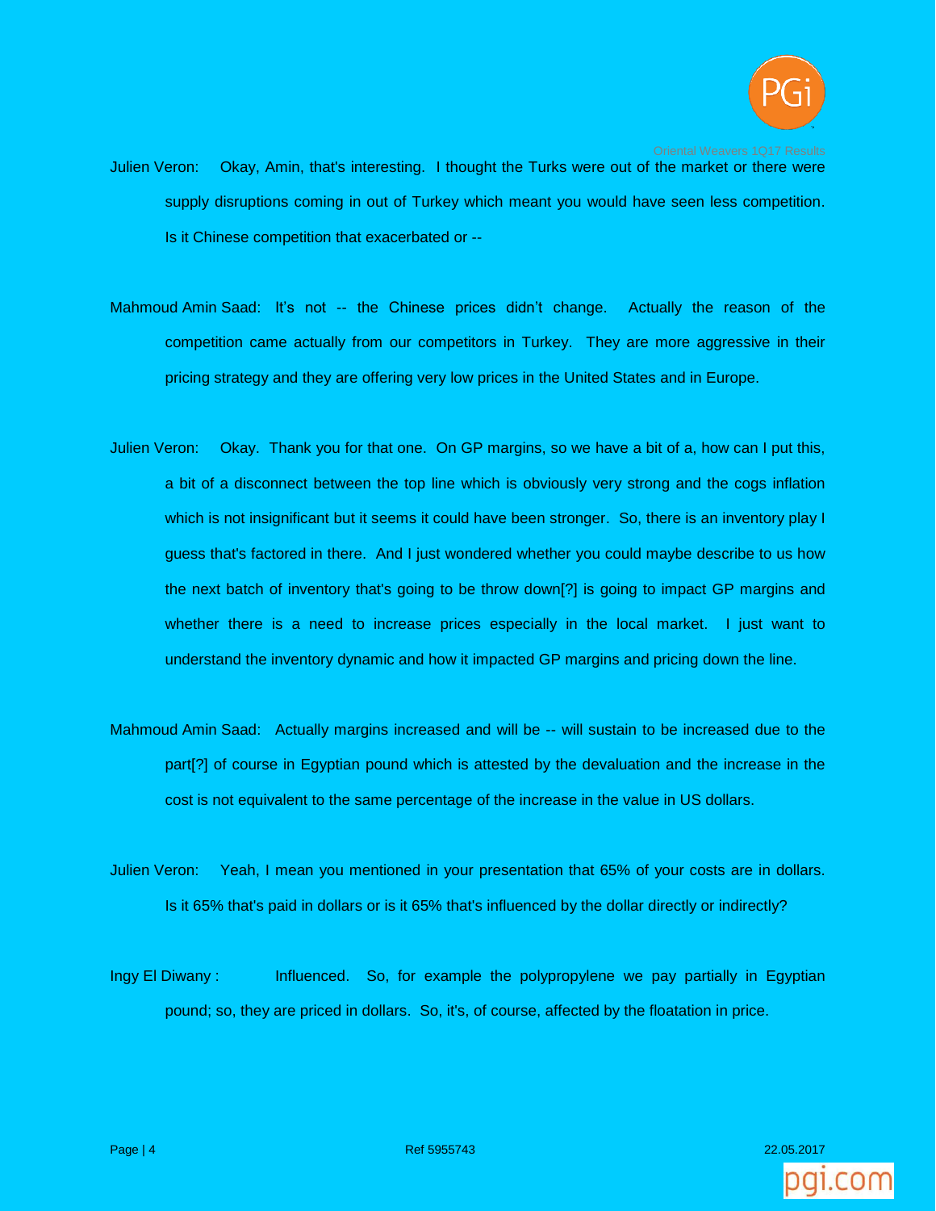Julien Veron: Okay, Amin, that's interesting. I thought the Turks were out of the market or there were supply disruptions coming in out of Turkey which meant you would have seen less competition. Is it Chinese competition that exacerbated or --

Mahmoud Amin Saad: It's not -- the Chinese prices didn't change. Actually the reason of the competition came actually from our competitors in Turkey. They are more aggressive in their pricing strategy and they are offering very low prices in the United States and in Europe.

Julien Veron: Okay. Thank you for that one. On GP margins, so we have a bit of a, how can I put this, a bit of a disconnect between the top line which is obviously very strong and the cogs inflation which is not insignificant but it seems it could have been stronger. So, there is an inventory play I guess that's factored in there. And I just wondered whether you could maybe describe to us how the next batch of inventory that's going to be throw down[?] is going to impact GP margins and whether there is a need to increase prices especially in the local market. I just want to understand the inventory dynamic and how it impacted GP margins and pricing down the line.

Mahmoud Amin Saad: Actually margins increased and will be -- will sustain to be increased due to the part[?] of course in Egyptian pound which is attested by the devaluation and the increase in the cost is not equivalent to the same percentage of the increase in the value in US dollars.

Julien Veron: Yeah, I mean you mentioned in your presentation that 65% of your costs are in dollars. Is it 65% that's paid in dollars or is it 65% that's influenced by the dollar directly or indirectly?

Ingy El Diwany : Influenced. So, for example the polypropylene we pay partially in Egyptian pound; so, they are priced in dollars. So, it's, of course, affected by the floatation in price.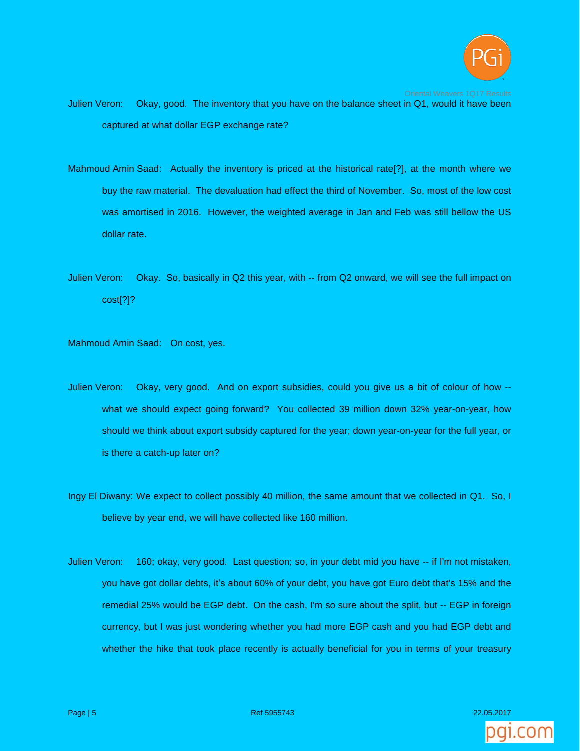Julien Veron: Okay, good. The inventory that you have on the balance sheet in Q1, would it have been captured at what dollar EGP exchange rate?

Mahmoud Amin Saad: Actually the inventory is priced at the historical rate[?], at the month where we buy the raw material. The devaluation had effect the third of November. So, most of the low cost was amortised in 2016. However, the weighted average in Jan and Feb was still bellow the US dollar rate.

Julien Veron: Okay. So, basically in Q2 this year, with -- from Q2 onward, we will see the full impact on cost[?]?

Mahmoud Amin Saad: On cost, yes.

Julien Veron: Okay, very good. And on export subsidies, could you give us a bit of colour of how -- what we should expect going forward? You collected 39 million down 32% year-on-year, how should we think about export subsidy captured for the year; down year-on-year for the full year, or is there a catch-up later on?

Ingy El Diwany: We expect to collect possibly 40 million, the same amount that we collected in Q1. So, I believe by year end, we will have collected like 160 million.

Julien Veron: 160; okay, very good. Last question; so, in your debt mid you have -- if I'm not mistaken, you have got dollar debts, it's about 60% of your debt, you have got Euro debt that's 15% and the remedial 25% would be EGP debt. On the cash, I'm so sure about the split, but -- EGP in foreign currency, but I was just wondering whether you had more EGP cash and you had EGP debt and whether the hike that took place recently is actually beneficial for you in terms of your treasury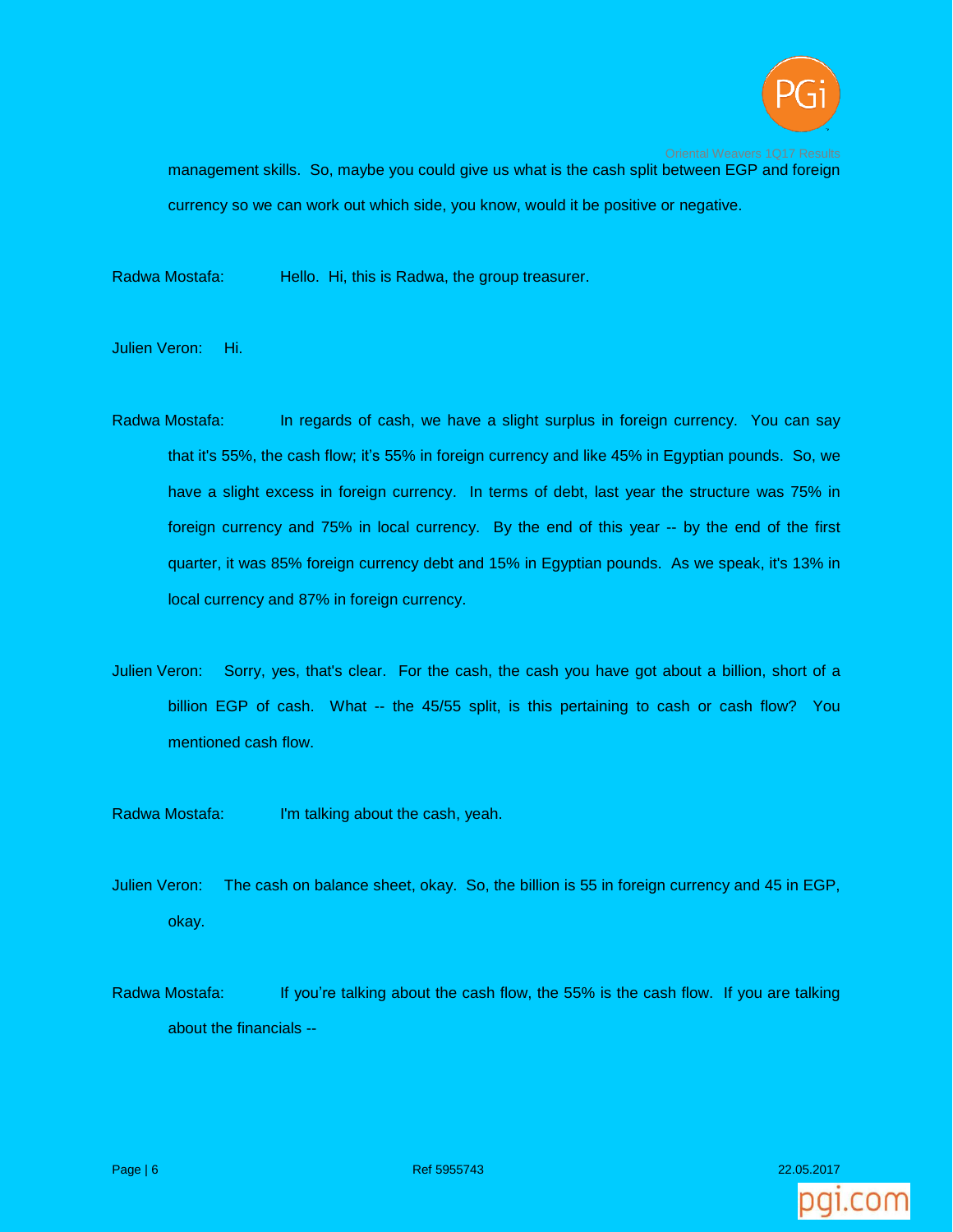management skills. So, maybe you could give us what is the cash split between EGP and foreign currency so we can work out which side, you know, would it be positive or negative.

Radwa Mostafa: Hello. Hi, this is Radwa, the group treasurer.

Julien Veron: Hi.

Radwa Mostafa: In regards of cash, we have a slight surplus in foreign currency. You can say that it's 55%, the cash flow; it's 55% in foreign currency and like 45% in Egyptian pounds. So, we have a slight excess in foreign currency. In terms of debt, last year the structure was 75% in foreign currency and 75% in local currency. By the end of this year -- by the end of the first quarter, it was 85% foreign currency debt and 15% in Egyptian pounds. As we speak, it's 13% in local currency and 87% in foreign currency.

Julien Veron: Sorry, yes, that's clear. For the cash, the cash you have got about a billion, short of a billion EGP of cash. What -- the 45/55 split, is this pertaining to cash or cash flow? You mentioned cash flow.

Radwa Mostafa: I'm talking about the cash, yeah.

Julien Veron: The cash on balance sheet, okay. So, the billion is 55 in foreign currency and 45 in EGP, okay.

Radwa Mostafa: If you're talking about the cash flow, the 55% is the cash flow. If you are talking about the financials --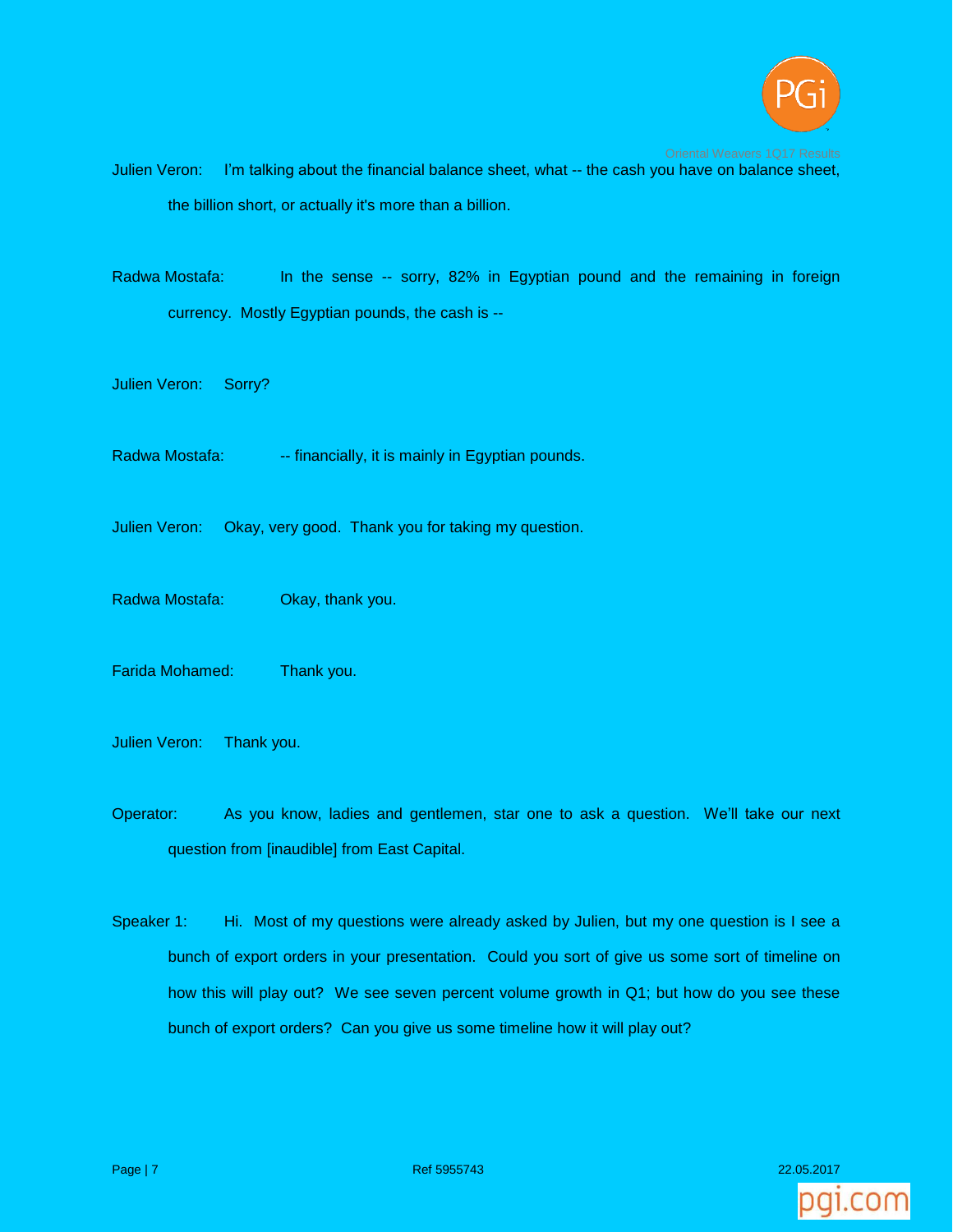Julien Veron: I'm talking about the financial balance sheet, what -- the cash you have on balance sheet, the billion short, or actually it's more than a billion.

Radwa Mostafa: In the sense -- sorry, 82% in Egyptian pound and the remaining in foreign currency. Mostly Egyptian pounds, the cash is --

Julien Veron: Sorry?

Radwa Mostafa: -- financially, it is mainly in Egyptian pounds.

Julien Veron: Okay, very good. Thank you for taking my question.

Radwa Mostafa: Okay, thank you.

Farida Mohamed: Thank you.

Julien Veron: Thank you.

Operator: As you know, ladies and gentlemen, star one to ask a question. We'll take our next question from [inaudible] from East Capital.

Speaker 1: Hi. Most of my questions were already asked by Julien, but my one question is I see a bunch of export orders in your presentation. Could you sort of give us some sort of timeline on how this will play out? We see seven percent volume growth in Q1; but how do you see these bunch of export orders? Can you give us some timeline how it will play out?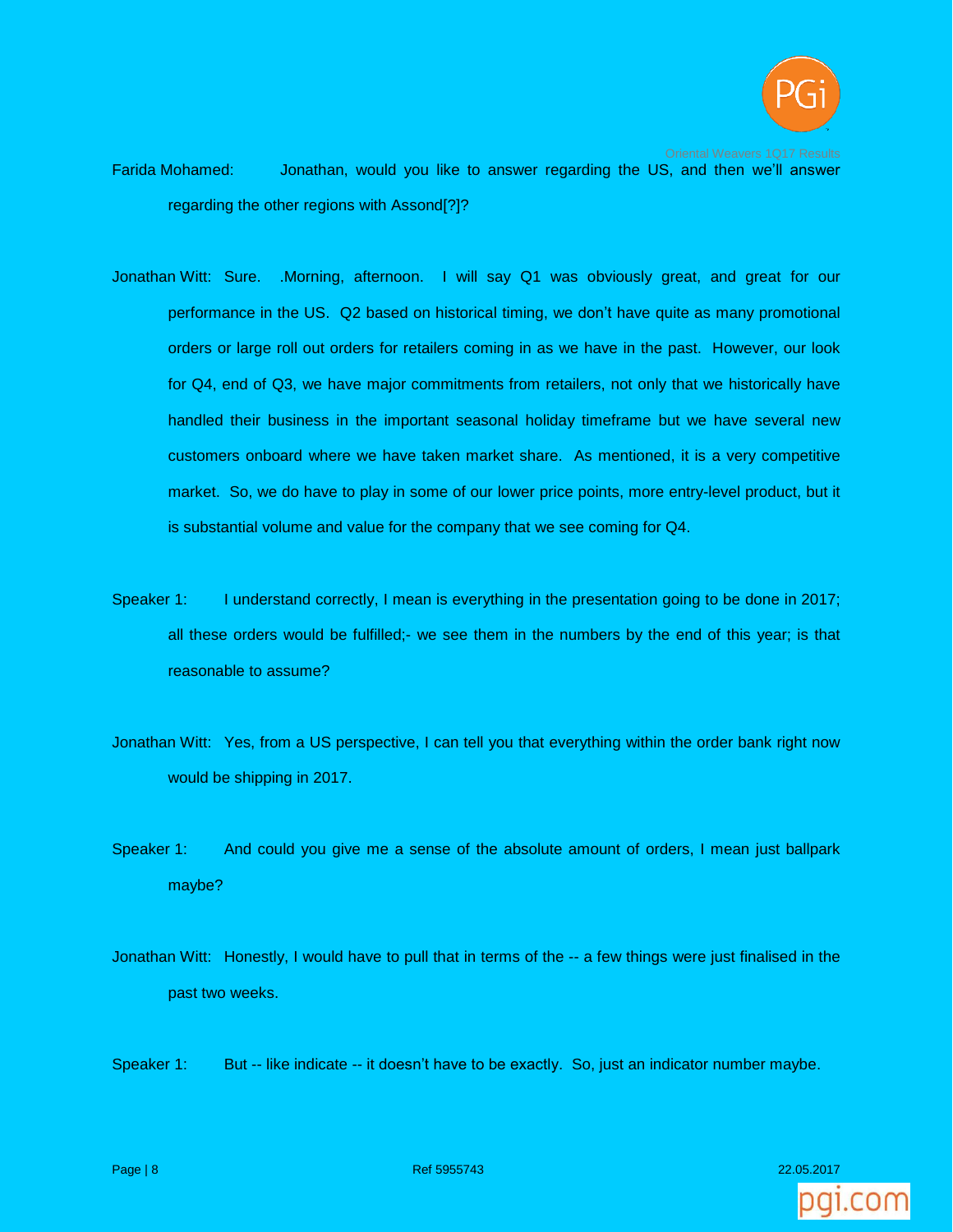Farida Mohamed: Jonathan, would you like to answer regarding the US, and then we'll answer regarding the other regions with Assond[?]?

Jonathan Witt: Sure. .Morning, afternoon. I will say Q1 was obviously great, and great for our performance in the US. Q2 based on historical timing, we don't have quite as many promotional orders or large roll out orders for retailers coming in as we have in the past. However, our look for Q4, end of Q3, we have major commitments from retailers, not only that we historically have handled their business in the important seasonal holiday timeframe but we have several new customers onboard where we have taken market share. As mentioned, it is a very competitive market. So, we do have to play in some of our lower price points, more entry-level product, but it is substantial volume and value for the company that we see coming for Q4.

Speaker 1: I understand correctly, I mean is everything in the presentation going to be done in 2017; all these orders would be fulfilled;- we see them in the numbers by the end of this year; is that reasonable to assume?

Jonathan Witt: Yes, from a US perspective, I can tell you that everything within the order bank right now would be shipping in 2017.

Speaker 1: And could you give me a sense of the absolute amount of orders, I mean just ballpark maybe?

Jonathan Witt: Honestly, I would have to pull that in terms of the -- a few things were just finalised in the past two weeks.

Speaker 1: But -- like indicate -- it doesn't have to be exactly. So, just an indicator number maybe.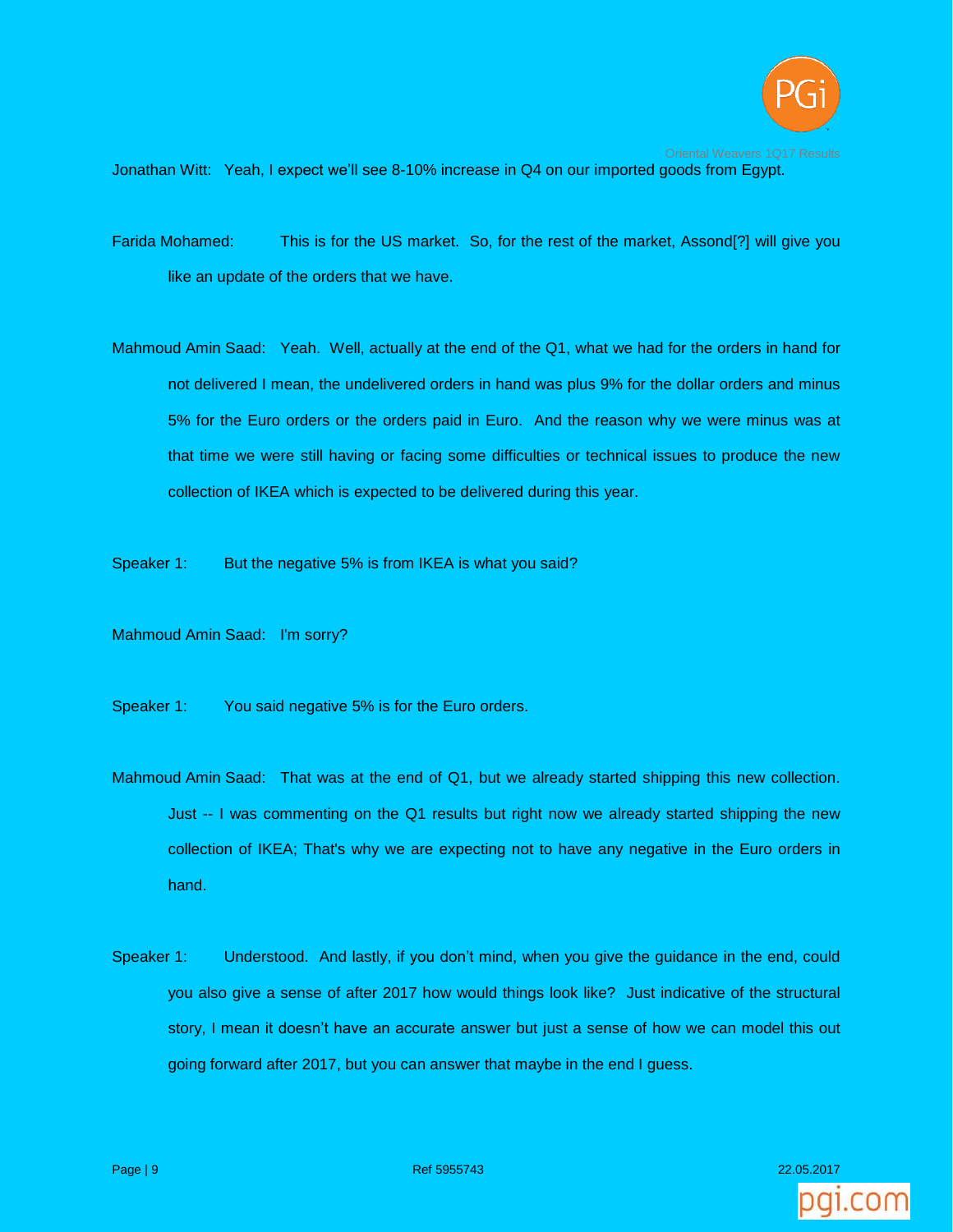Jonathan Witt: Yeah, I expect we'll see 8-10% increase in Q4 on our imported goods from Egypt.

Farida Mohamed: This is for the US market. So, for the rest of the market, Assond[?] will give you like an update of the orders that we have.

Mahmoud Amin Saad: Yeah. Well, actually at the end of the Q1, what we had for the orders in hand for not delivered I mean, the undelivered orders in hand was plus 9% for the dollar orders and minus 5% for the Euro orders or the orders paid in Euro. And the reason why we were minus was at that time we were still having or facing some difficulties or technical issues to produce the new collection of IKEA which is expected to be delivered during this year.

Speaker 1: But the negative 5% is from IKEA is what you said?

Mahmoud Amin Saad: I'm sorry?

Speaker 1: You said negative 5% is for the Euro orders.

Mahmoud Amin Saad: That was at the end of Q1, but we already started shipping this new collection. Just -- I was commenting on the Q1 results but right now we already started shipping the new collection of IKEA; That's why we are expecting not to have any negative in the Euro orders in hand.

Speaker 1: Understood. And lastly, if you don't mind, when you give the guidance in the end, could you also give a sense of after 2017 how would things look like? Just indicative of the structural story, I mean it doesn't have an accurate answer but just a sense of how we can model this out going forward after 2017, but you can answer that maybe in the end I guess.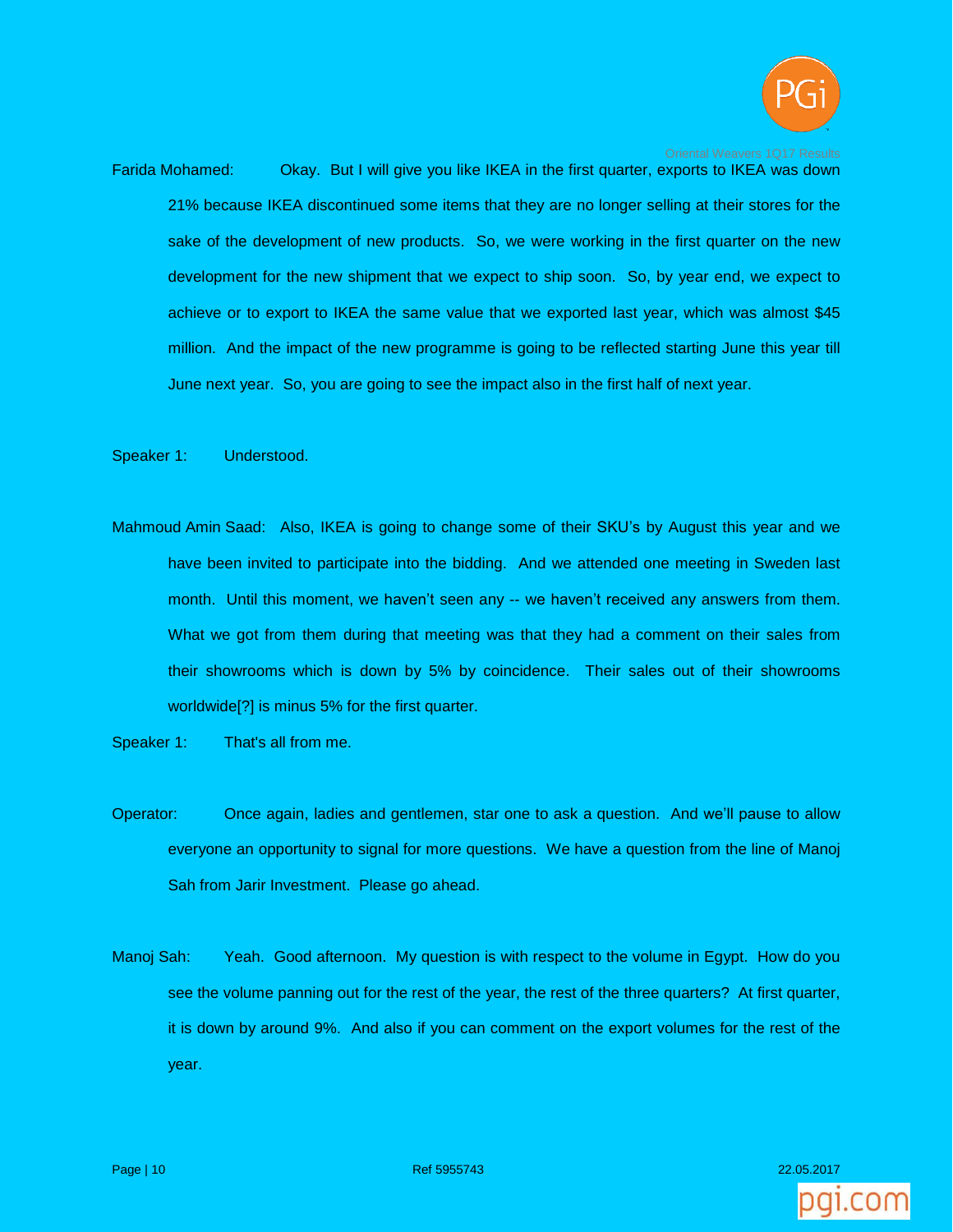Farida Mohamed: Okay. But I will give you like IKEA in the first quarter, exports to IKEA was down 21% because IKEA discontinued some items that they are no longer selling at their stores for the sake of the development of new products. So, we were working in the first quarter on the new development for the new shipment that we expect to ship soon. So, by year end, we expect to achieve or to export to IKEA the same value that we exported last year, which was almost $45 million. And the impact of the new programme is going to be reflected starting June this year till June next year. So, you are going to see the impact also in the first half of next year.

Speaker 1: Understood.

Mahmoud Amin Saad: Also, IKEA is going to change some of their SKU's by August this year and we have been invited to participate into the bidding. And we attended one meeting in Sweden last month. Until this moment, we haven't seen any -- we haven't received any answers from them. What we got from them during that meeting was that they had a comment on their sales from their showrooms which is down by 5% by coincidence. Their sales out of their showrooms worldwide[?] is minus 5% for the first quarter.

Speaker 1: That's all from me.

Operator: Once again, ladies and gentlemen, star one to ask a question. And we'll pause to allow everyone an opportunity to signal for more questions. We have a question from the line of Manoj Sah from Jarir Investment. Please go ahead.

Manoj Sah: Yeah. Good afternoon. My question is with respect to the volume in Egypt. How do you see the volume panning out for the rest of the year, the rest of the three quarters? At first quarter, it is down by around 9%. And also if you can comment on the export volumes for the rest of the year.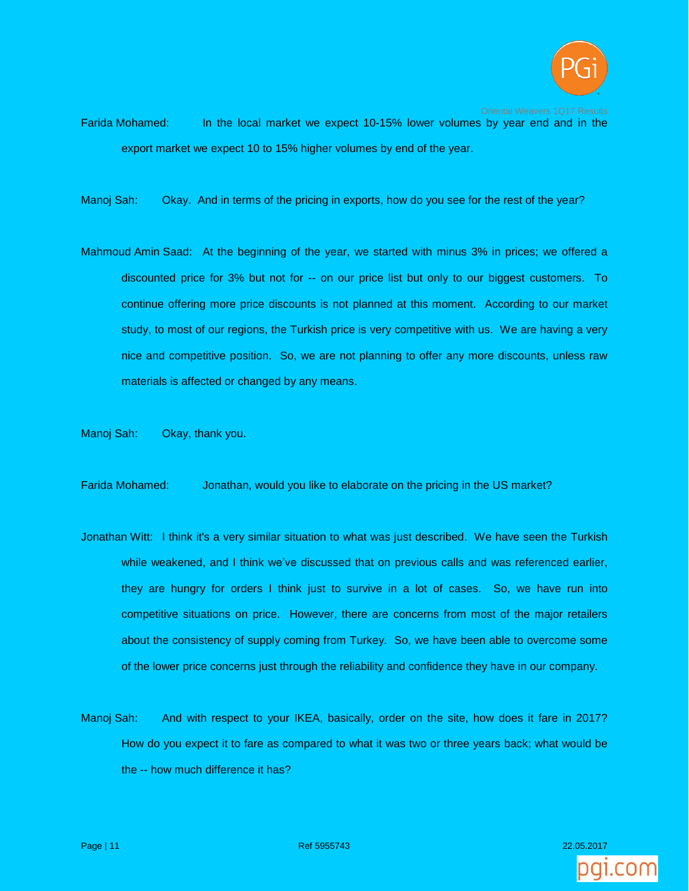Farida Mohamed: In the local market we expect 10-15% lower volumes by year end and in the export market we expect 10 to 15% higher volumes by end of the year.

Manoj Sah: Okay. And in terms of the pricing in exports, how do you see for the rest of the year?

Mahmoud Amin Saad: At the beginning of the year, we started with minus 3% in prices; we offered a discounted price for 3% but not for -- on our price list but only to our biggest customers. To continue offering more price discounts is not planned at this moment. According to our market study, to most of our regions, the Turkish price is very competitive with us. We are having a very nice and competitive position. So, we are not planning to offer any more discounts, unless raw materials is affected or changed by any means.

Manoj Sah: Okay, thank you.

Farida Mohamed: Jonathan, would you like to elaborate on the pricing in the US market?

Jonathan Witt: I think it's a very similar situation to what was just described. We have seen the Turkish while weakened, and I think we've discussed that on previous calls and was referenced earlier, they are hungry for orders I think just to survive in a lot of cases. So, we have run into competitive situations on price. However, there are concerns from most of the major retailers about the consistency of supply coming from Turkey. So, we have been able to overcome some of the lower price concerns just through the reliability and confidence they have in our company.

Manoj Sah: And with respect to your IKEA, basically, order on the site, how does it fare in 2017? How do you expect it to fare as compared to what it was two or three years back; what would be the -- how much difference it has?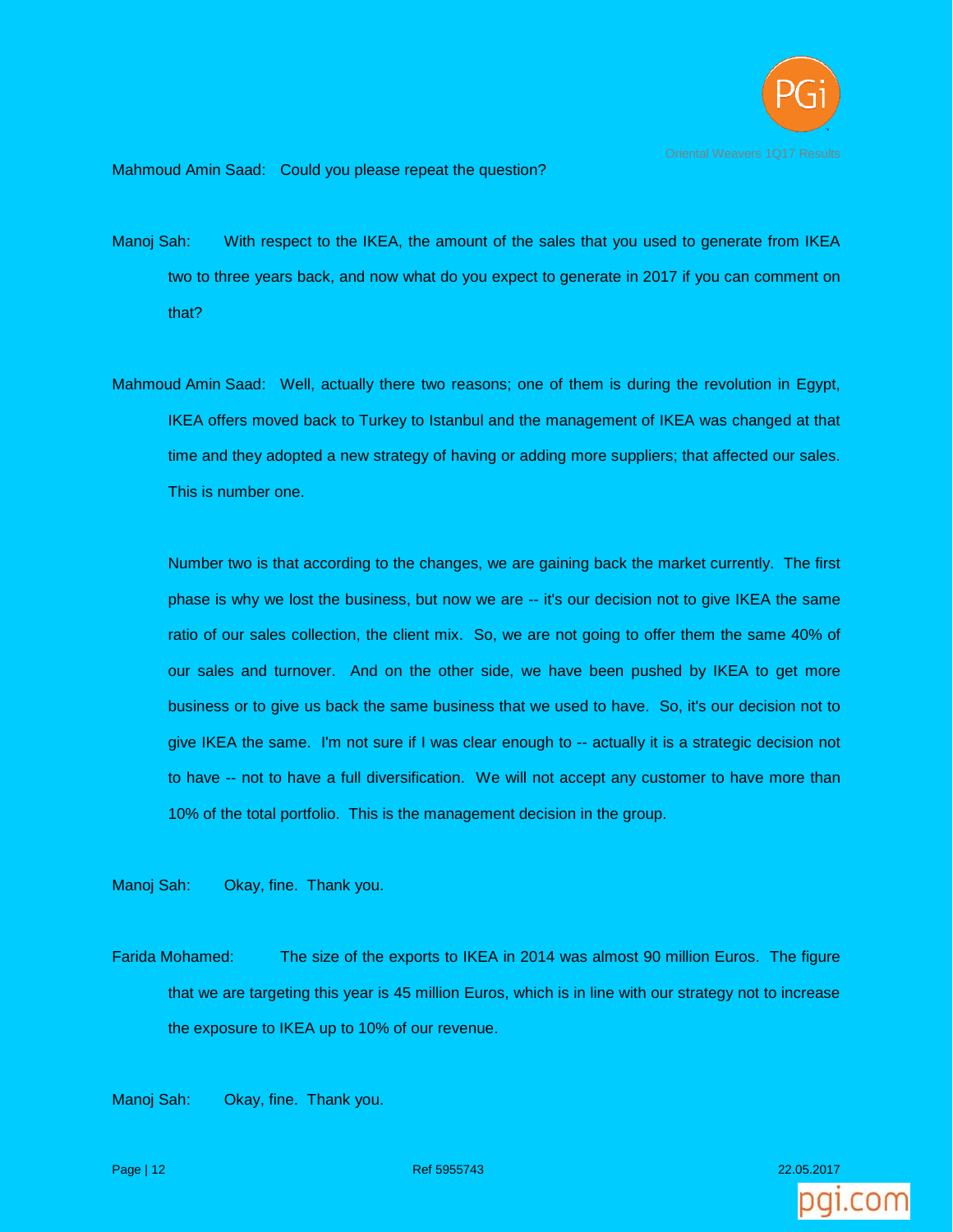Mahmoud Amin Saad: Could you please repeat the question?

Manoj Sah: With respect to the IKEA, the amount of the sales that you used to generate from IKEA two to three years back, and now what do you expect to generate in 2017 if you can comment on that?

Mahmoud Amin Saad: Well, actually there two reasons; one of them is during the revolution in Egypt, IKEA offers moved back to Turkey to Istanbul and the management of IKEA was changed at that time and they adopted a new strategy of having or adding more suppliers; that affected our sales. This is number one.

Number two is that according to the changes, we are gaining back the market currently. The first phase is why we lost the business, but now we are -- it's our decision not to give IKEA the same ratio of our sales collection, the client mix. So, we are not going to offer them the same 40% of our sales and turnover. And on the other side, we have been pushed by IKEA to get more business or to give us back the same business that we used to have. So, it's our decision not to give IKEA the same. I'm not sure if I was clear enough to -- actually it is a strategic decision not to have -- not to have a full diversification. We will not accept any customer to have more than 10% of the total portfolio. This is the management decision in the group.

Manoj Sah: Okay, fine. Thank you.

Farida Mohamed: The size of the exports to IKEA in 2014 was almost 90 million Euros. The figure that we are targeting this year is 45 million Euros, which is in line with our strategy not to increase the exposure to IKEA up to 10% of our revenue.

Manoj Sah: Okay, fine. Thank you.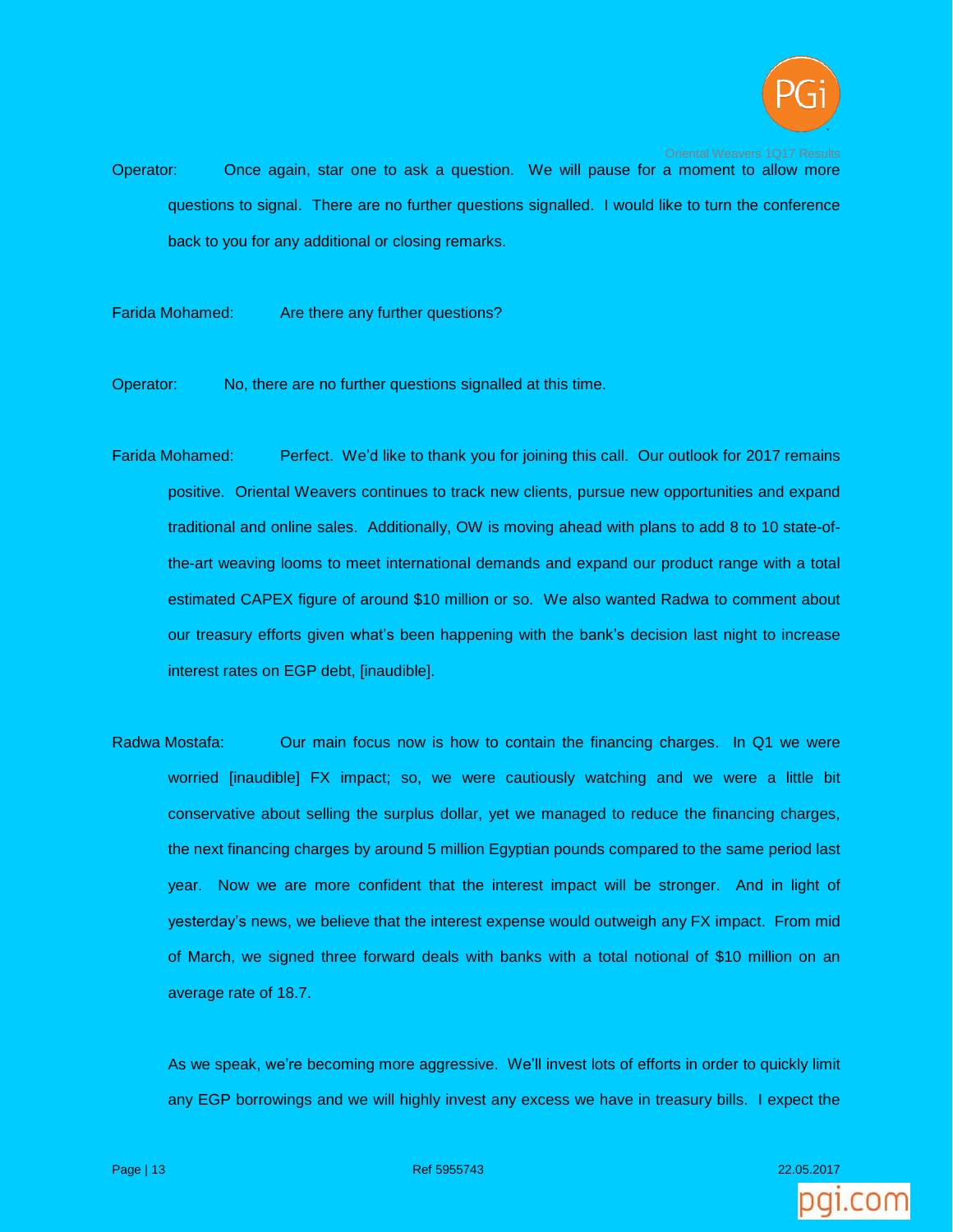Operator: Once again, star one to ask a question. We will pause for a moment to allow more questions to signal. There are no further questions signalled. I would like to turn the conference back to you for any additional or closing remarks.

Farida Mohamed: Are there any further questions?

Operator: No, there are no further questions signalled at this time.

Farida Mohamed: Perfect. We'd like to thank you for joining this call. Our outlook for 2017 remains positive. Oriental Weavers continues to track new clients, pursue new opportunities and expand traditional and online sales. Additionally, OW is moving ahead with plans to add 8 to 10 state-of-the-art weaving looms to meet international demands and expand our product range with a total estimated CAPEX figure of around $10 million or so. We also wanted Radwa to comment about our treasury efforts given what's been happening with the bank's decision last night to increase interest rates on EGP debt, [inaudible].

Radwa Mostafa: Our main focus now is how to contain the financing charges. In Q1 we were worried [inaudible] FX impact; so, we were cautiously watching and we were a little bit conservative about selling the surplus dollar, yet we managed to reduce the financing charges, the next financing charges by around 5 million Egyptian pounds compared to the same period last year. Now we are more confident that the interest impact will be stronger. And in light of yesterday's news, we believe that the interest expense would outweigh any FX impact. From mid of March, we signed three forward deals with banks with a total notional of $10 million on an average rate of 18.7.

As we speak, we're becoming more aggressive. We'll invest lots of efforts in order to quickly limit any EGP borrowings and we will highly invest any excess we have in treasury bills. I expect the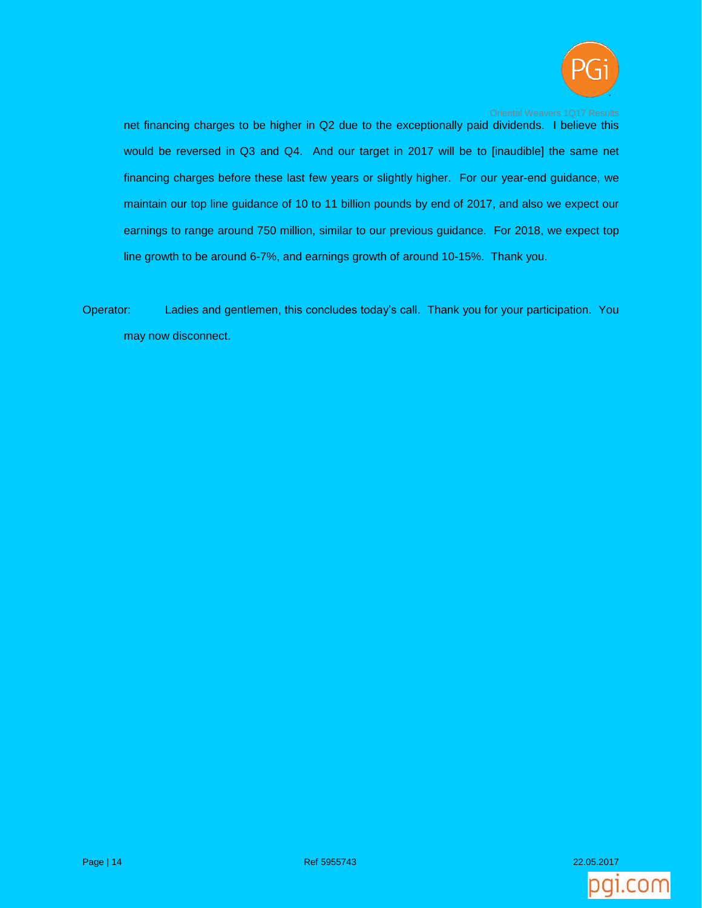net financing charges to be higher in Q2 due to the exceptionally paid dividends. I believe this would be reversed in Q3 and Q4. And our target in 2017 will be to [inaudible] the same net financing charges before these last few years or slightly higher. For our year-end guidance, we maintain our top line guidance of 10 to 11 billion pounds by end of 2017, and also we expect our earnings to range around 750 million, similar to our previous guidance. For 2018, we expect top line growth to be around 6-7%, and earnings growth of around 10-15%. Thank you.

Operator: Ladies and gentlemen, this concludes today's call. Thank you for your participation. You may now disconnect.